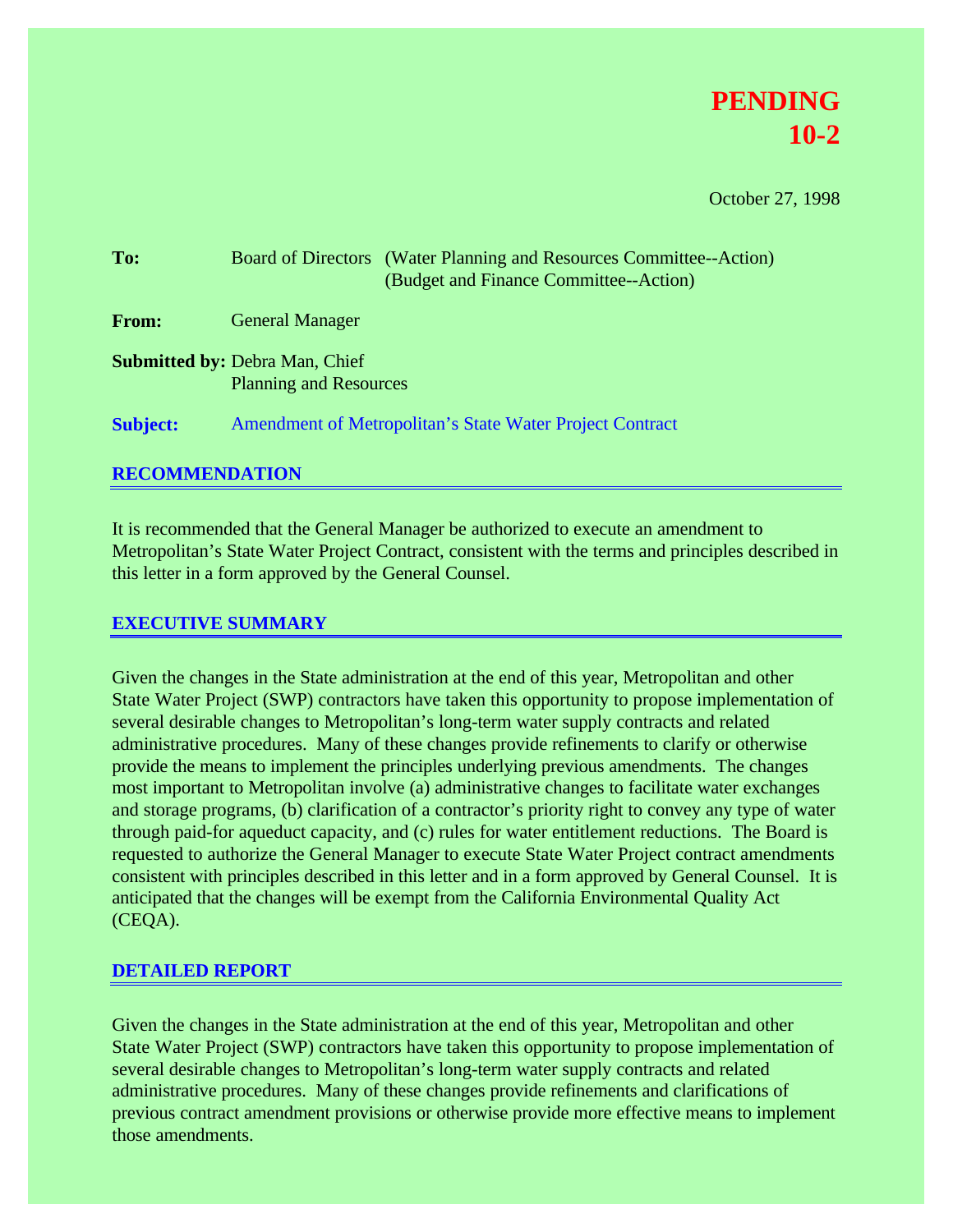**PENDING**
**10-2**

October 27, 1998

**To:** Board of Directors (Water Planning and Resources Committee--Action)
(Budget and Finance Committee--Action)

**From:** General Manager

**Submitted by:** Debra Man, Chief
Planning and Resources

**Subject:** Amendment of Metropolitan's State Water Project Contract

## RECOMMENDATION

It is recommended that the General Manager be authorized to execute an amendment to Metropolitan's State Water Project Contract, consistent with the terms and principles described in this letter in a form approved by the General Counsel.

## EXECUTIVE SUMMARY

Given the changes in the State administration at the end of this year, Metropolitan and other State Water Project (SWP) contractors have taken this opportunity to propose implementation of several desirable changes to Metropolitan's long-term water supply contracts and related administrative procedures. Many of these changes provide refinements to clarify or otherwise provide the means to implement the principles underlying previous amendments. The changes most important to Metropolitan involve (a) administrative changes to facilitate water exchanges and storage programs, (b) clarification of a contractor's priority right to convey any type of water through paid-for aqueduct capacity, and (c) rules for water entitlement reductions. The Board is requested to authorize the General Manager to execute State Water Project contract amendments consistent with principles described in this letter and in a form approved by General Counsel. It is anticipated that the changes will be exempt from the California Environmental Quality Act (CEQA).

## DETAILED REPORT

Given the changes in the State administration at the end of this year, Metropolitan and other State Water Project (SWP) contractors have taken this opportunity to propose implementation of several desirable changes to Metropolitan's long-term water supply contracts and related administrative procedures. Many of these changes provide refinements and clarifications of previous contract amendment provisions or otherwise provide more effective means to implement those amendments.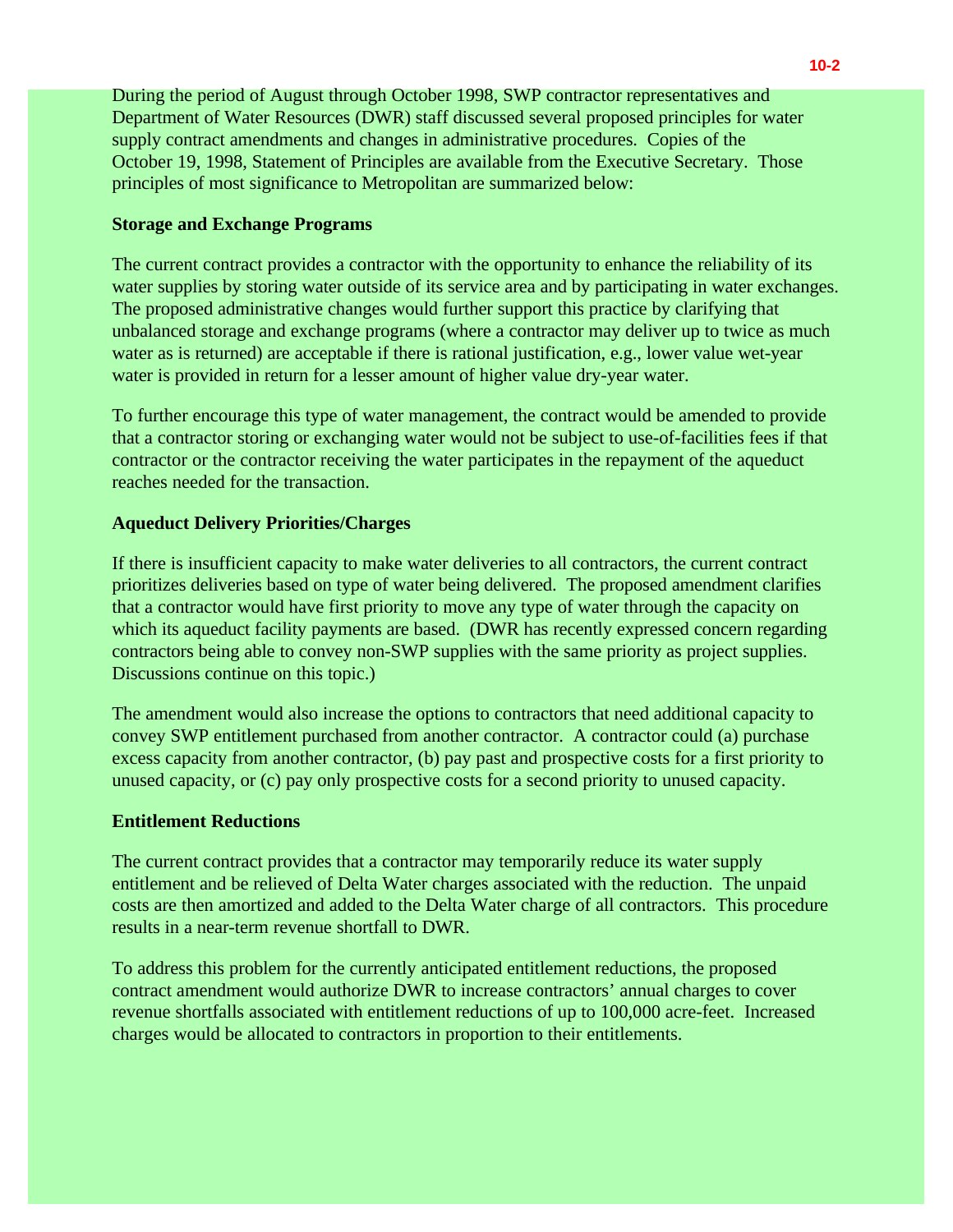During the period of August through October 1998, SWP contractor representatives and Department of Water Resources (DWR) staff discussed several proposed principles for water supply contract amendments and changes in administrative procedures. Copies of the October 19, 1998, Statement of Principles are available from the Executive Secretary. Those principles of most significance to Metropolitan are summarized below:

**Storage and Exchange Programs**

The current contract provides a contractor with the opportunity to enhance the reliability of its water supplies by storing water outside of its service area and by participating in water exchanges. The proposed administrative changes would further support this practice by clarifying that unbalanced storage and exchange programs (where a contractor may deliver up to twice as much water as is returned) are acceptable if there is rational justification, e.g., lower value wet-year water is provided in return for a lesser amount of higher value dry-year water.

To further encourage this type of water management, the contract would be amended to provide that a contractor storing or exchanging water would not be subject to use-of-facilities fees if that contractor or the contractor receiving the water participates in the repayment of the aqueduct reaches needed for the transaction.

**Aqueduct Delivery Priorities/Charges**

If there is insufficient capacity to make water deliveries to all contractors, the current contract prioritizes deliveries based on type of water being delivered. The proposed amendment clarifies that a contractor would have first priority to move any type of water through the capacity on which its aqueduct facility payments are based. (DWR has recently expressed concern regarding contractors being able to convey non-SWP supplies with the same priority as project supplies. Discussions continue on this topic.)

The amendment would also increase the options to contractors that need additional capacity to convey SWP entitlement purchased from another contractor. A contractor could (a) purchase excess capacity from another contractor, (b) pay past and prospective costs for a first priority to unused capacity, or (c) pay only prospective costs for a second priority to unused capacity.

**Entitlement Reductions**

The current contract provides that a contractor may temporarily reduce its water supply entitlement and be relieved of Delta Water charges associated with the reduction. The unpaid costs are then amortized and added to the Delta Water charge of all contractors. This procedure results in a near-term revenue shortfall to DWR.

To address this problem for the currently anticipated entitlement reductions, the proposed contract amendment would authorize DWR to increase contractors' annual charges to cover revenue shortfalls associated with entitlement reductions of up to 100,000 acre-feet. Increased charges would be allocated to contractors in proportion to their entitlements.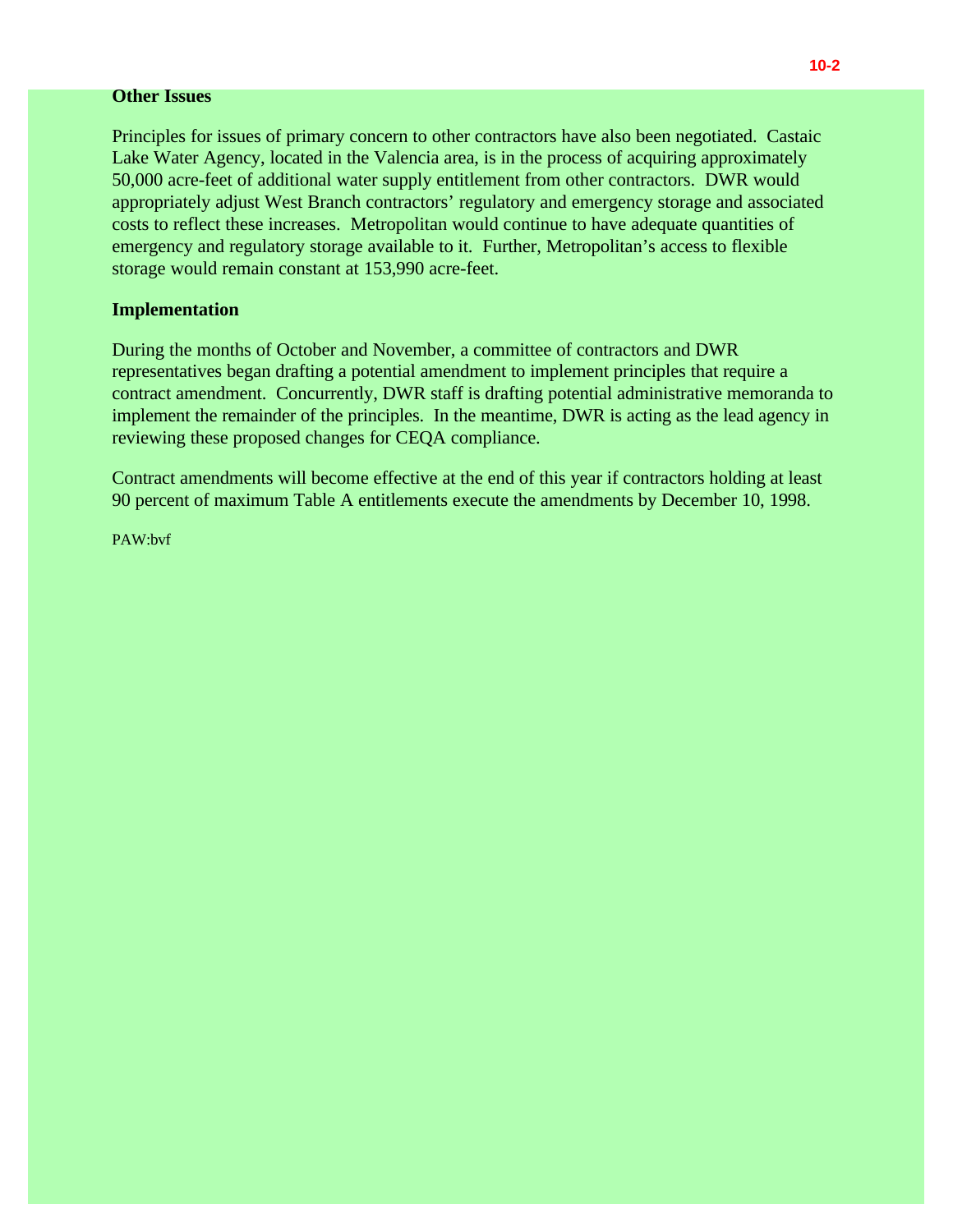### Other Issues

Principles for issues of primary concern to other contractors have also been negotiated. Castaic Lake Water Agency, located in the Valencia area, is in the process of acquiring approximately 50,000 acre-feet of additional water supply entitlement from other contractors. DWR would appropriately adjust West Branch contractors' regulatory and emergency storage and associated costs to reflect these increases. Metropolitan would continue to have adequate quantities of emergency and regulatory storage available to it. Further, Metropolitan's access to flexible storage would remain constant at 153,990 acre-feet.

### Implementation

During the months of October and November, a committee of contractors and DWR representatives began drafting a potential amendment to implement principles that require a contract amendment. Concurrently, DWR staff is drafting potential administrative memoranda to implement the remainder of the principles. In the meantime, DWR is acting as the lead agency in reviewing these proposed changes for CEQA compliance.

Contract amendments will become effective at the end of this year if contractors holding at least 90 percent of maximum Table A entitlements execute the amendments by December 10, 1998.

PAW:bvf